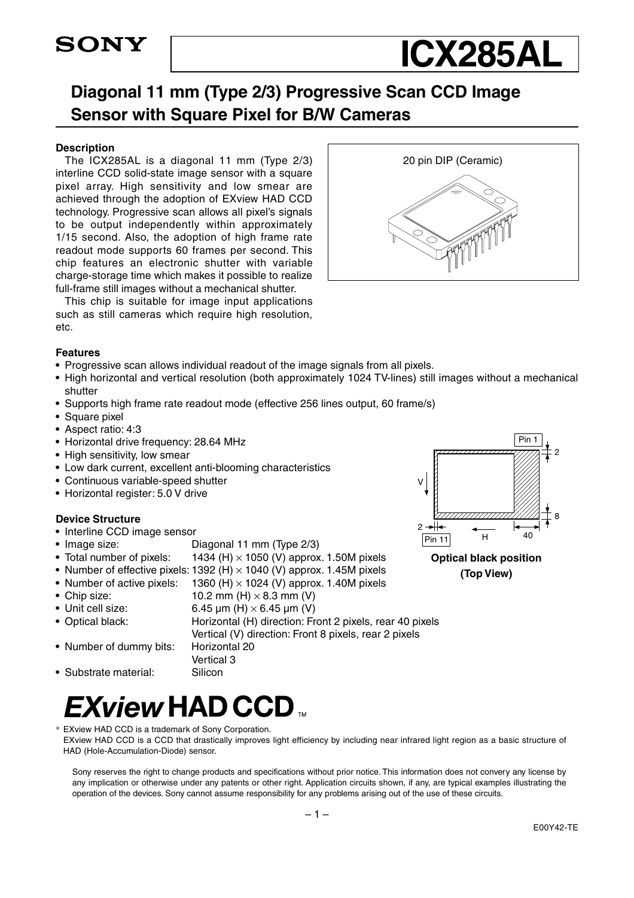SONY

# ICX285AL

## Diagonal 11 mm (Type 2/3) Progressive Scan CCD Image Sensor with Square Pixel for B/W Cameras

### Description

The ICX285AL is a diagonal 11 mm (Type 2/3) interline CCD solid-state image sensor with a square pixel array. High sensitivity and low smear are achieved through the adoption of EXview HAD CCD technology. Progressive scan allows all pixel's signals to be output independently within approximately 1/15 second. Also, the adoption of high frame rate readout mode supports 60 frames per second. This chip features an electronic shutter with variable charge-storage time which makes it possible to realize full-frame still images without a mechanical shutter.

This chip is suitable for image input applications such as still cameras which require high resolution, etc.

20 pin DIP (Ceramic)

### Features

- Progressive scan allows individual readout of the image signals from all pixels.
- High horizontal and vertical resolution (both approximately 1024 TV-lines) still images without a mechanical shutter
- Supports high frame rate readout mode (effective 256 lines output, 60 frame/s)
- Square pixel
- Aspect ratio: 4:3
- Horizontal drive frequency: 28.64 MHz
- High sensitivity, low smear
- Low dark current, excellent anti-blooming characteristics
- Continuous variable-speed shutter
- Horizontal register: 5.0 V drive

### Device Structure

- Interline CCD image sensor
- Image size: Diagonal 11 mm (Type 2/3)
- Total number of pixels: 1434 (H) × 1050 (V) approx. 1.50M pixels
- Number of effective pixels: 1392 (H) × 1040 (V) approx. 1.45M pixels
- Number of active pixels: 1360 (H) × 1024 (V) approx. 1.40M pixels
- Chip size: 10.2 mm (H) × 8.3 mm (V)
- Unit cell size: 6.45 μm (H) × 6.45 μm (V)
- Optical black: Horizontal (H) direction: Front 2 pixels, rear 40 pixels
  Vertical (V) direction: Front 8 pixels, rear 2 pixels
- Number of dummy bits: Horizontal 20
  Vertical 3
- Substrate material: Silicon

Pin 1, 2, 8, V, H, 40, 2, Pin 11

**Optical black position (Top View)**

***EXview* HAD CCD**™

\* EXview HAD CCD is a trademark of Sony Corporation.
EXview HAD CCD is a CCD that drastically improves light efficiency by including near infrared light region as a basic structure of HAD (Hole-Accumulation-Diode) sensor.

Sony reserves the right to change products and specifications without prior notice. This information does not convery any license by any implication or otherwise under any patents or other right. Application circuits shown, if any, are typical examples illustrating the operation of the devices. Sony cannot assume responsibility for any problems arising out of the use of these circuits.

E00Y42-TE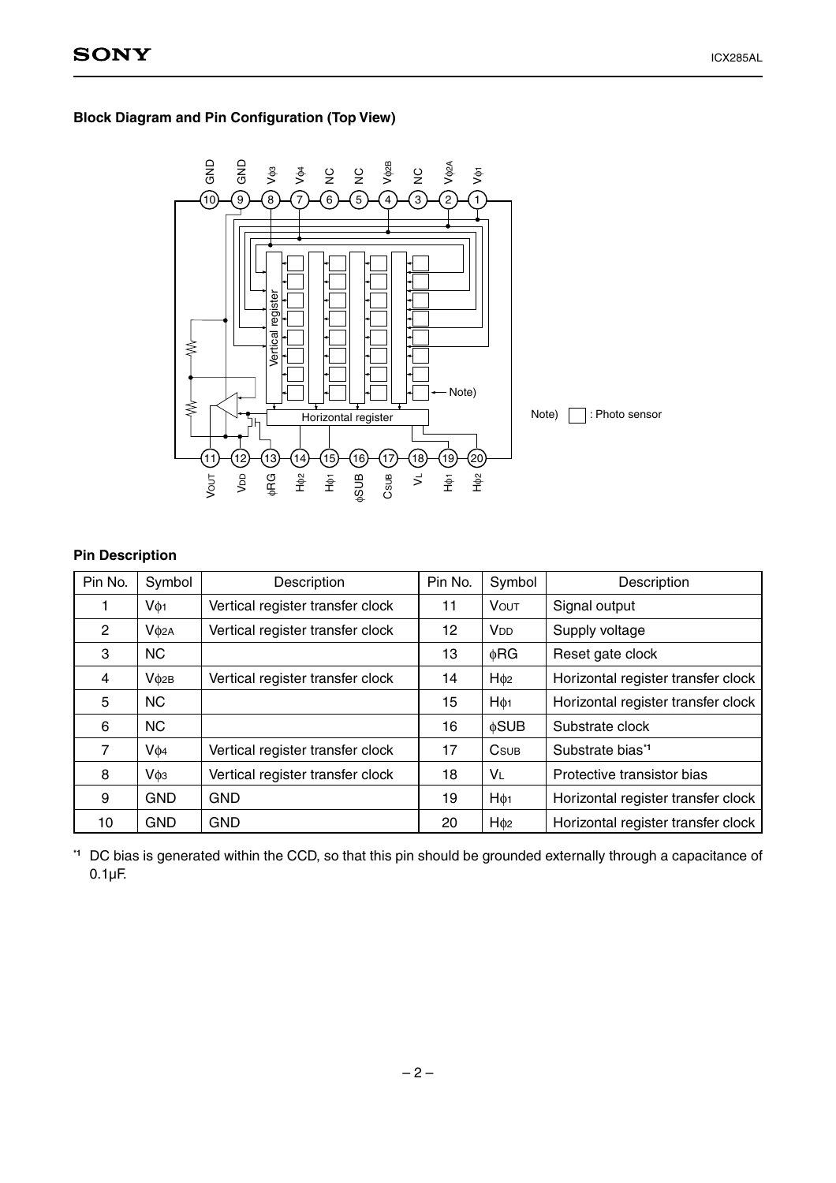### Block Diagram and Pin Configuration (Top View)

### Pin Description

| Pin No. | Symbol | Description | Pin No. | Symbol | Description |
|---|---|---|---|---|---|
| 1 | $V\phi_1$ | Vertical register transfer clock | 11 | $V_{OUT}$ | Signal output |
| 2 | $V\phi_{2A}$ | Vertical register transfer clock | 12 | $V_{DD}$ | Supply voltage |
| 3 | NC | | 13 | $\phi RG$ | Reset gate clock |
| 4 | $V\phi_{2B}$ | Vertical register transfer clock | 14 | $H\phi_2$ | Horizontal register transfer clock |
| 5 | NC | | 15 | $H\phi_1$ | Horizontal register transfer clock |
| 6 | NC | | 16 | $\phi SUB$ | Substrate clock |
| 7 | $V\phi_4$ | Vertical register transfer clock | 17 | $C_{SUB}$ | Substrate bias[*1] |
| 8 | $V\phi_3$ | Vertical register transfer clock | 18 | $V_L$ | Protective transistor bias |
| 9 | GND | GND | 19 | $H\phi_1$ | Horizontal register transfer clock |
| 10 | GND | GND | 20 | $H\phi_2$ | Horizontal register transfer clock |

[*1] DC bias is generated within the CCD, so that this pin should be grounded externally through a capacitance of 0.1μF.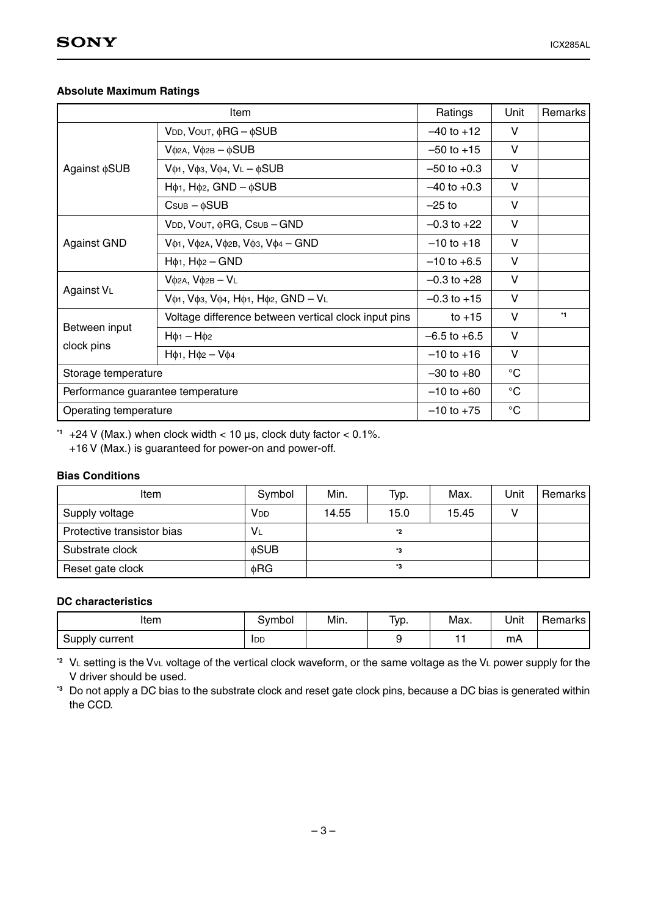**Absolute Maximum Ratings**

| Item | | Ratings | Unit | Remarks |
|---|---|---|---|---|
| Against φSUB | $V_{DD}$, $V_{OUT}$, φRG – φSUB | –40 to +12 | V | |
| | $V_{φ2A}$, $V_{φ2B}$ – φSUB | –50 to +15 | V | |
| | $V_{φ1}$, $V_{φ3}$, $V_{φ4}$, $V_L$ – φSUB | –50 to +0.3 | V | |
| | $H_{φ1}$, $H_{φ2}$, GND – φSUB | –40 to +0.3 | V | |
| | $C_{SUB}$ – φSUB | –25 to | V | |
| Against GND | $V_{DD}$, $V_{OUT}$, φRG, $C_{SUB}$ – GND | –0.3 to +22 | V | |
| | $V_{φ1}$, $V_{φ2A}$, $V_{φ2B}$, $V_{φ3}$, $V_{φ4}$ – GND | –10 to +18 | V | |
| | $H_{φ1}$, $H_{φ2}$ – GND | –10 to +6.5 | V | |
| Against $V_L$ | $V_{φ2A}$, $V_{φ2B}$ – $V_L$ | –0.3 to +28 | V | |
| | $V_{φ1}$, $V_{φ3}$, $V_{φ4}$, $H_{φ1}$, $H_{φ2}$, GND – $V_L$ | –0.3 to +15 | V | |
| Between input clock pins | Voltage difference between vertical clock input pins | to +15 | V | *1 |
| | $H_{φ1}$ – $H_{φ2}$ | –6.5 to +6.5 | V | |
| | $H_{φ1}$, $H_{φ2}$ – $V_{φ4}$ | –10 to +16 | V | |
| Storage temperature | | –30 to +80 | °C | |
| Performance guarantee temperature | | –10 to +60 | °C | |
| Operating temperature | | –10 to +75 | °C | |

*1 +24 V (Max.) when clock width < 10 μs, clock duty factor < 0.1%.
+16 V (Max.) is guaranteed for power-on and power-off.

**Bias Conditions**

| Item | Symbol | Min. | Typ. | Max. | Unit | Remarks |
|---|---|---|---|---|---|---|
| Supply voltage | $V_{DD}$ | 14.55 | 15.0 | 15.45 | V | |
| Protective transistor bias | $V_L$ | | *2 | | | |
| Substrate clock | φSUB | | *3 | | | |
| Reset gate clock | φRG | | *3 | | | |

**DC characteristics**

| Item | Symbol | Min. | Typ. | Max. | Unit | Remarks |
|---|---|---|---|---|---|---|
| Supply current | $I_{DD}$ | | 9 | 11 | mA | |

*2 $V_L$ setting is the $V_{VL}$ voltage of the vertical clock waveform, or the same voltage as the $V_L$ power supply for the V driver should be used.

*3 Do not apply a DC bias to the substrate clock and reset gate clock pins, because a DC bias is generated within the CCD.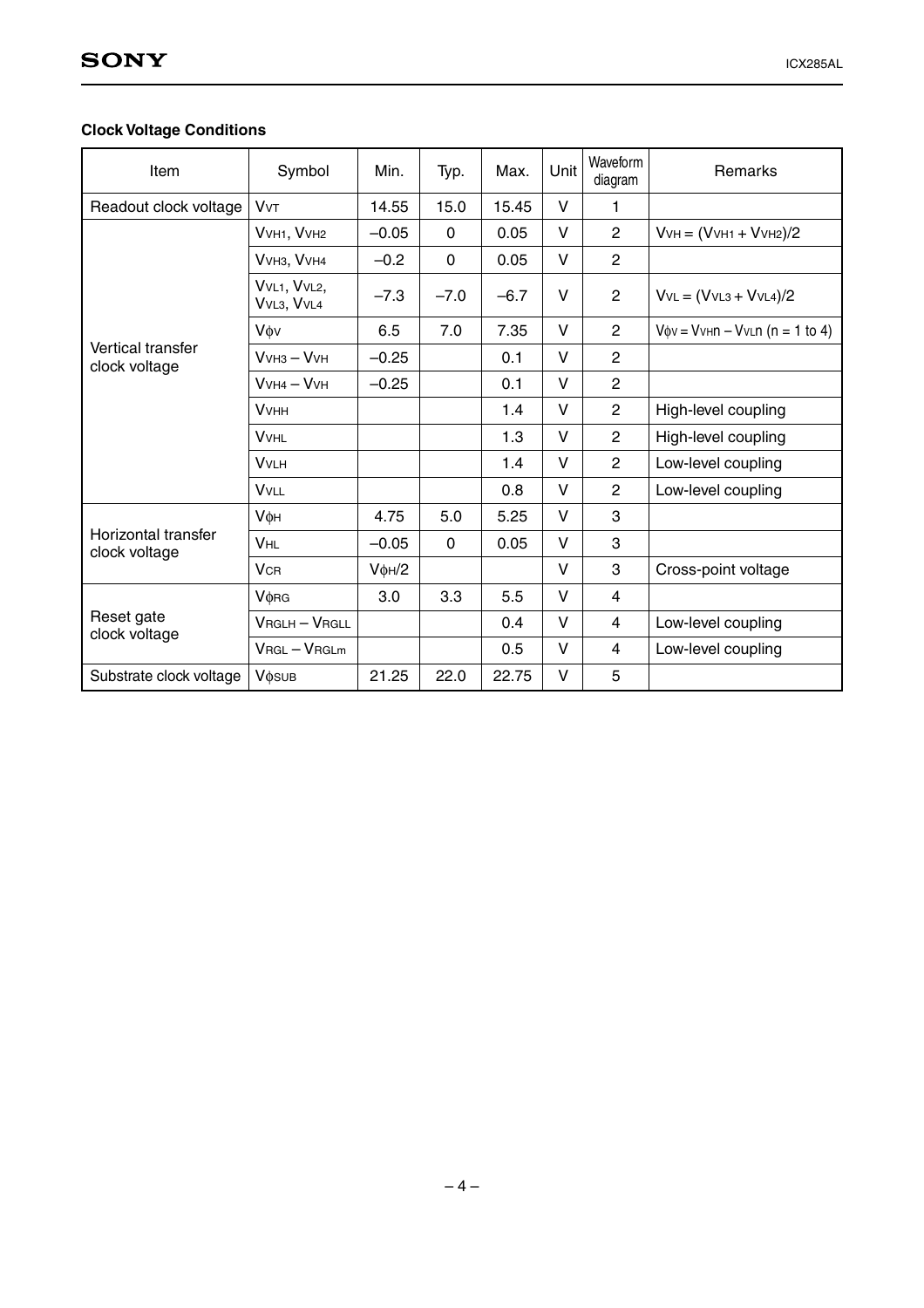### Clock Voltage Conditions

| Item | Symbol | Min. | Typ. | Max. | Unit | Waveform diagram | Remarks |
|---|---|---|---|---|---|---|---|
| Readout clock voltage | $V_{VT}$ | 14.55 | 15.0 | 15.45 | V | 1 | |
| Vertical transfer clock voltage | $V_{VH1}$, $V_{VH2}$ | –0.05 | 0 | 0.05 | V | 2 | $V_{VH} = (V_{VH1} + V_{VH2})/2$ |
| | $V_{VH3}$, $V_{VH4}$ | –0.2 | 0 | 0.05 | V | 2 | |
| | $V_{VL1}$, $V_{VL2}$, $V_{VL3}$, $V_{VL4}$ | –7.3 | –7.0 | –6.7 | V | 2 | $V_{VL} = (V_{VL3} + V_{VL4})/2$ |
| | $V_{\phi V}$ | 6.5 | 7.0 | 7.35 | V | 2 | $V_{\phi V} = V_{VHn} – V_{VLn}$ (n = 1 to 4) |
| | $V_{VH3} – V_{VH}$ | –0.25 | | 0.1 | V | 2 | |
| | $V_{VH4} – V_{VH}$ | –0.25 | | 0.1 | V | 2 | |
| | $V_{VHH}$ | | | 1.4 | V | 2 | High-level coupling |
| | $V_{VHL}$ | | | 1.3 | V | 2 | High-level coupling |
| | $V_{VLH}$ | | | 1.4 | V | 2 | Low-level coupling |
| | $V_{VLL}$ | | | 0.8 | V | 2 | Low-level coupling |
| Horizontal transfer clock voltage | $V_{\phi H}$ | 4.75 | 5.0 | 5.25 | V | 3 | |
| | $V_{HL}$ | –0.05 | 0 | 0.05 | V | 3 | |
| | $V_{CR}$ | $V_{\phi H}/2$ | | | V | 3 | Cross-point voltage |
| Reset gate clock voltage | $V_{\phi RG}$ | 3.0 | 3.3 | 5.5 | V | 4 | |
| | $V_{RGLH} – V_{RGLL}$ | | | 0.4 | V | 4 | Low-level coupling |
| | $V_{RGL} – V_{RGLm}$ | | | 0.5 | V | 4 | Low-level coupling |
| Substrate clock voltage | $V_{\phi SUB}$ | 21.25 | 22.0 | 22.75 | V | 5 | |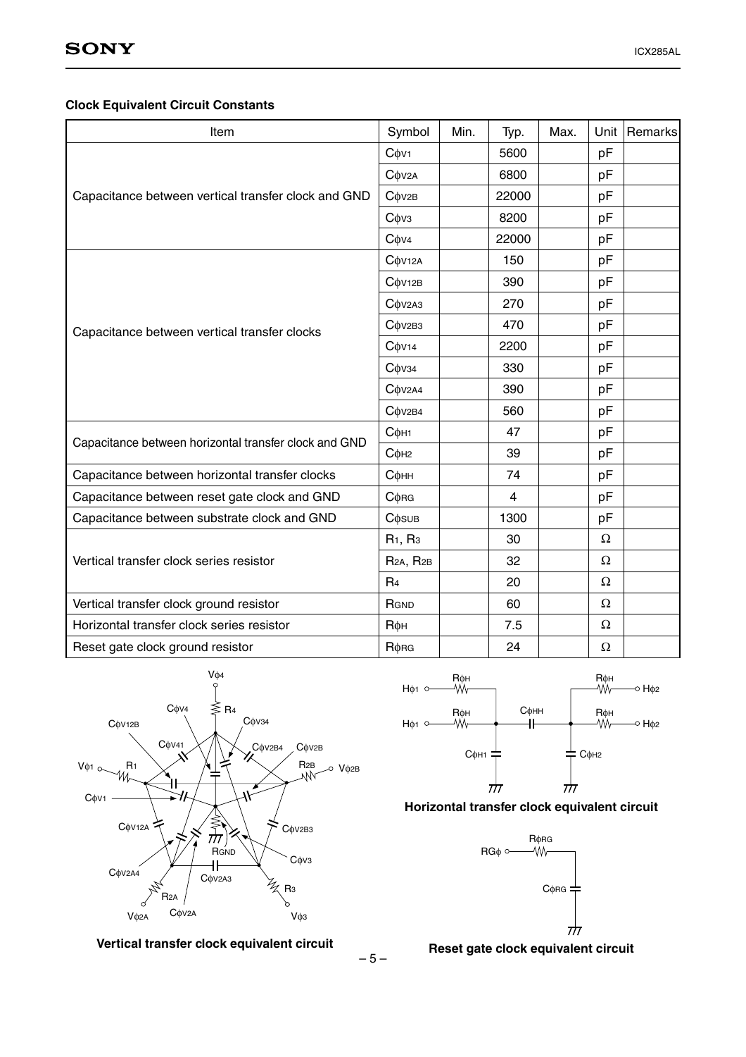### Clock Equivalent Circuit Constants

| Item | Symbol | Min. | Typ. | Max. | Unit | Remarks |
|---|---|---|---|---|---|---|
| Capacitance between vertical transfer clock and GND | $C_{\phi V1}$ | | 5600 | | pF | |
| | $C_{\phi V2A}$ | | 6800 | | pF | |
| | $C_{\phi V2B}$ | | 22000 | | pF | |
| | $C_{\phi V3}$ | | 8200 | | pF | |
| | $C_{\phi V4}$ | | 22000 | | pF | |
| Capacitance between vertical transfer clocks | $C_{\phi V12A}$ | | 150 | | pF | |
| | $C_{\phi V12B}$ | | 390 | | pF | |
| | $C_{\phi V2A3}$ | | 270 | | pF | |
| | $C_{\phi V2B3}$ | | 470 | | pF | |
| | $C_{\phi V14}$ | | 2200 | | pF | |
| | $C_{\phi V34}$ | | 330 | | pF | |
| | $C_{\phi V2A4}$ | | 390 | | pF | |
| | $C_{\phi V2B4}$ | | 560 | | pF | |
| Capacitance between horizontal transfer clock and GND | $C_{\phi H1}$ | | 47 | | pF | |
| | $C_{\phi H2}$ | | 39 | | pF | |
| Capacitance between horizontal transfer clocks | $C_{\phi HH}$ | | 74 | | pF | |
| Capacitance between reset gate clock and GND | $C_{\phi RG}$ | | 4 | | pF | |
| Capacitance between substrate clock and GND | $C_{\phi SUB}$ | | 1300 | | pF | |
| Vertical transfer clock series resistor | $R_1$, $R_3$ | | 30 | | Ω | |
| | $R_{2A}$, $R_{2B}$ | | 32 | | Ω | |
| | $R_4$ | | 20 | | Ω | |
| Vertical transfer clock ground resistor | $R_{GND}$ | | 60 | | Ω | |
| Horizontal transfer clock series resistor | $R_{\phi H}$ | | 7.5 | | Ω | |
| Reset gate clock ground resistor | $R_{\phi RG}$ | | 24 | | Ω | |

**Vertical transfer clock equivalent circuit**

**Horizontal transfer clock equivalent circuit**

**Reset gate clock equivalent circuit**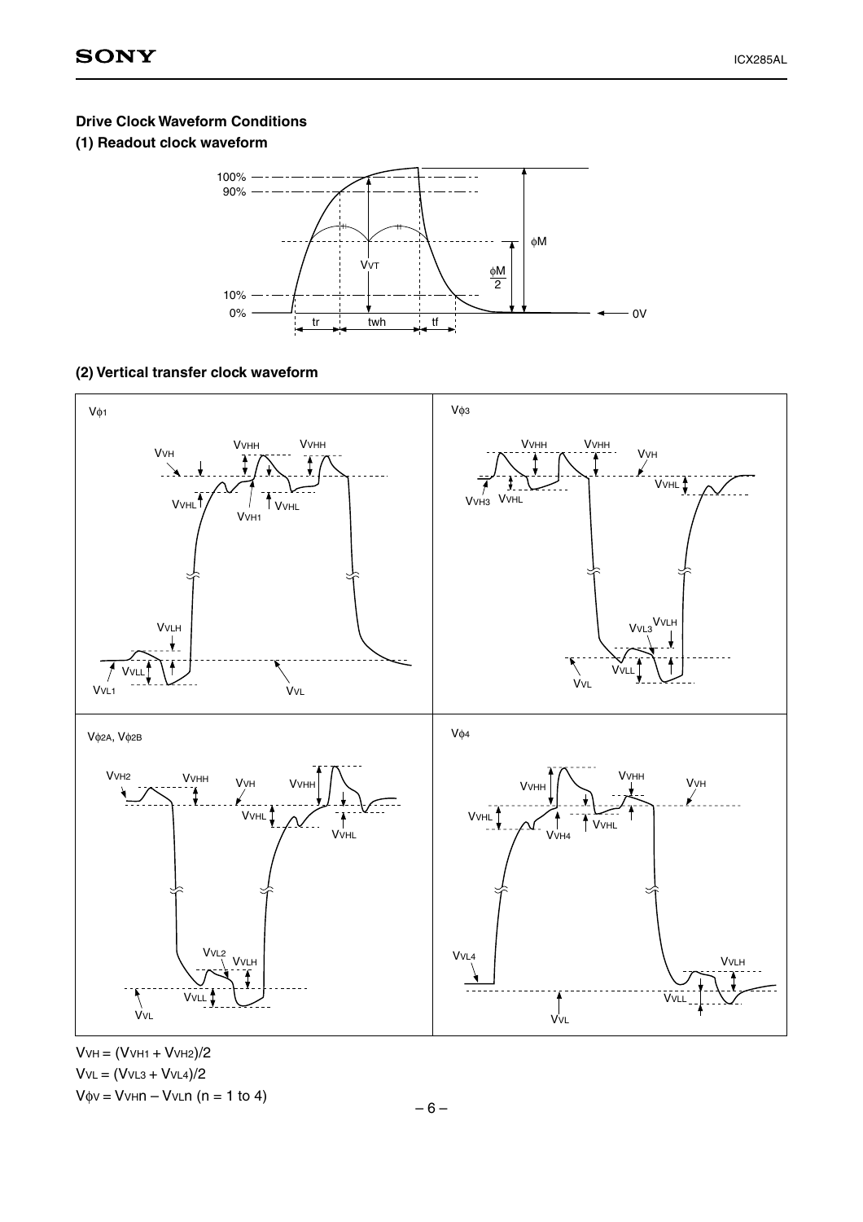### Drive Clock Waveform Conditions

#### (1) Readout clock waveform

#### (2) Vertical transfer clock waveform

$V_{VH} = (V_{VH1} + V_{VH2})/2$

$V_{VL} = (V_{VL3} + V_{VL4})/2$

$V_{\phi V} = V_{VH}n - V_{VL}n$ (n = 1 to 4)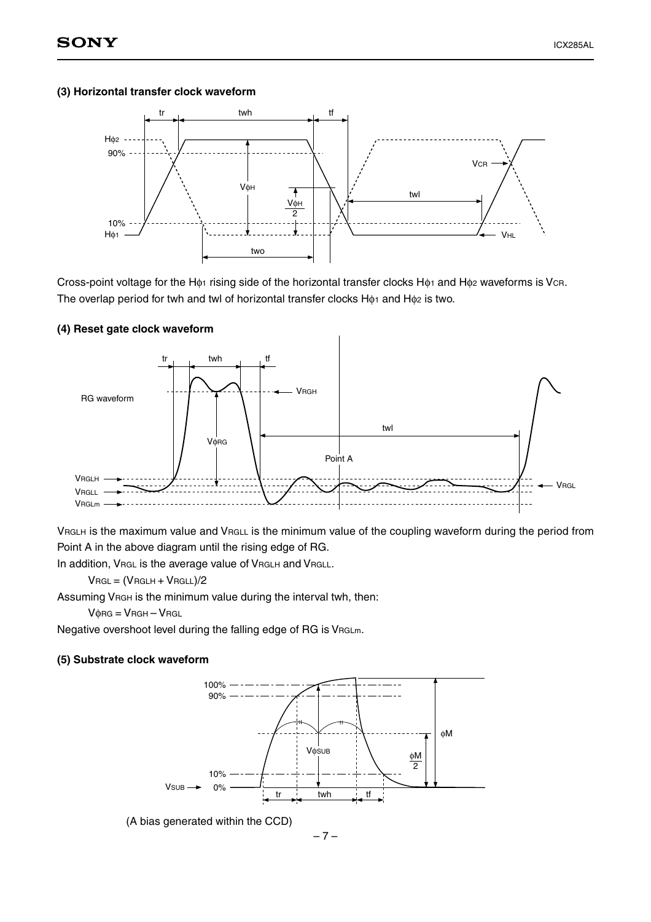### (3) Horizontal transfer clock waveform

Cross-point voltage for the $H\phi_1$ rising side of the horizontal transfer clocks $H\phi_1$ and $H\phi_2$ waveforms is $V_{CR}$.
The overlap period for twh and twl of horizontal transfer clocks $H\phi_1$ and $H\phi_2$ is two.

### (4) Reset gate clock waveform

$V_{RGLH}$ is the maximum value and $V_{RGLL}$ is the minimum value of the coupling waveform during the period from Point A in the above diagram until the rising edge of RG.

In addition, $V_{RGL}$ is the average value of $V_{RGLH}$ and $V_{RGLL}$.

$V_{RGL} = (V_{RGLH} + V_{RGLL})/2$

Assuming $V_{RGH}$ is the minimum value during the interval twh, then:

$V\phi_{RG} = V_{RGH} - V_{RGL}$

Negative overshoot level during the falling edge of RG is $V_{RGLm}$.

### (5) Substrate clock waveform

(A bias generated within the CCD)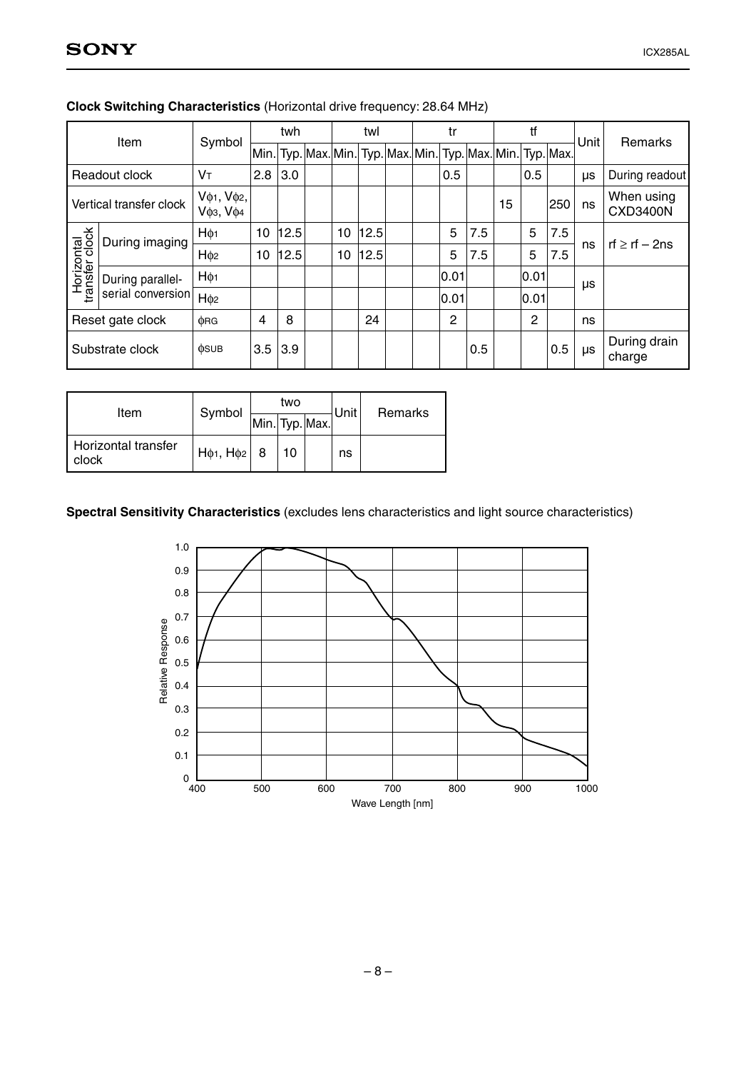**Clock Switching Characteristics** (Horizontal drive frequency: 28.64 MHz)

| Item | | Symbol | twh | | | twl | | | tr | | | tf | | | Unit | Remarks |
|---|---|---|---|---|---|---|---|---|---|---|---|---|---|---|---|---|
| | | | Min. | Typ. | Max. | Min. | Typ. | Max. | Min. | Typ. | Max. | Min. | Typ. | Max. | | |
| Readout clock | | $V_T$ | 2.8 | 3.0 | | | | | | 0.5 | | | 0.5 | | μs | During readout |
| Vertical transfer clock | | $V\phi_1$, $V\phi_2$, $V\phi_3$, $V\phi_4$ | | | | | | | | | | 15 | | 250 | ns | When using CXD3400N |
| Horizontal transfer clock | During imaging | $H\phi_1$ | 10 | 12.5 | | 10 | 12.5 | | | 5 | 7.5 | | 5 | 7.5 | ns | $rf \geq rf - 2ns$ |
| | | $H\phi_2$ | 10 | 12.5 | | 10 | 12.5 | | | 5 | 7.5 | | 5 | 7.5 | | |
| | During parallel-serial conversion | $H\phi_1$ | | | | | | | | 0.01 | | | 0.01 | | μs | |
| | | $H\phi_2$ | | | | | | | | 0.01 | | | 0.01 | | | |
| Reset gate clock | | $\phi RG$ | 4 | 8 | | | 24 | | | 2 | | | 2 | | ns | |
| Substrate clock | | $\phi SUB$ | 3.5 | 3.9 | | | | | | | 0.5 | | | 0.5 | μs | During drain charge |

| Item | Symbol | two | | | Unit | Remarks |
|---|---|---|---|---|---|---|
| | | Min. | Typ. | Max. | | |
| Horizontal transfer clock | $H\phi_1$, $H\phi_2$ | 8 | 10 | | ns | |

**Spectral Sensitivity Characteristics** (excludes lens characteristics and light source characteristics)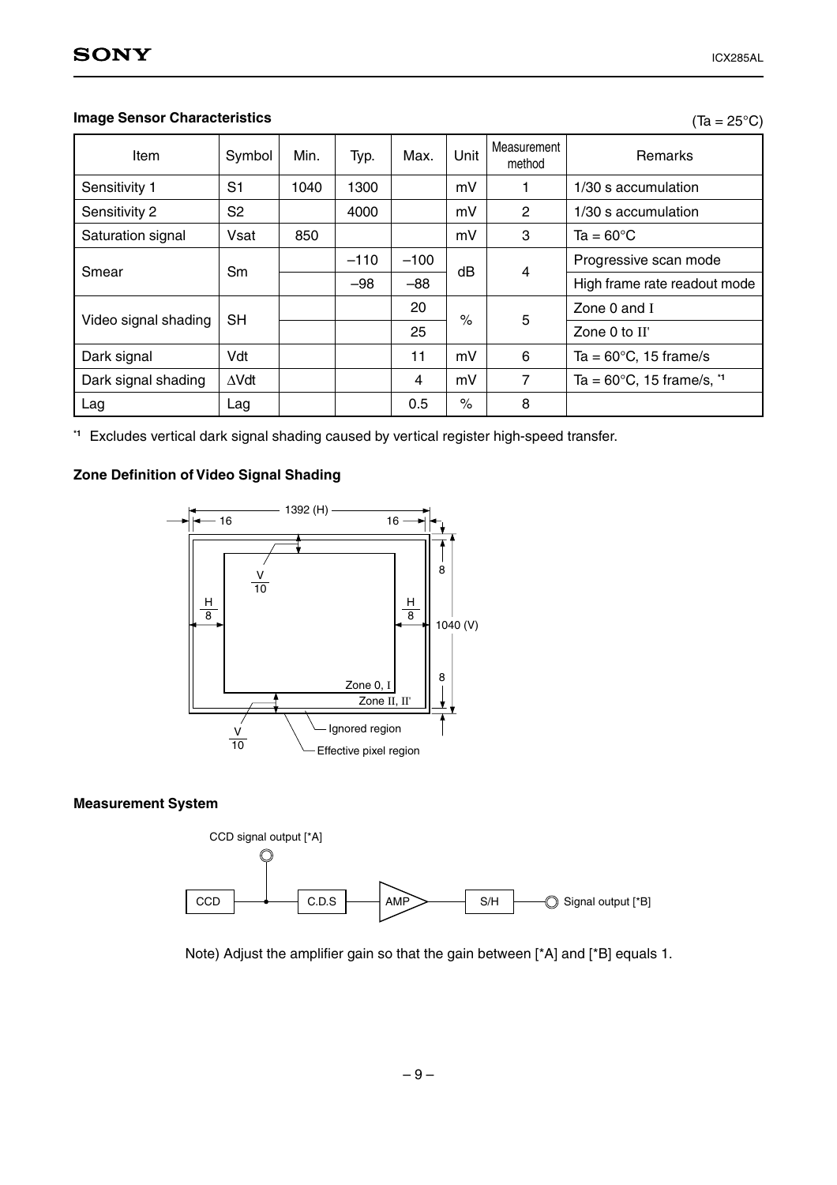## Image Sensor Characteristics

(Ta = 25°C)

| Item | Symbol | Min. | Typ. | Max. | Unit | Measurement method | Remarks |
|---|---|---|---|---|---|---|---|
| Sensitivity 1 | S1 | 1040 | 1300 | | mV | 1 | 1/30 s accumulation |
| Sensitivity 2 | S2 | | 4000 | | mV | 2 | 1/30 s accumulation |
| Saturation signal | Vsat | 850 | | | mV | 3 | Ta = 60°C |
| Smear | Sm | | –110 | –100 | dB | 4 | Progressive scan mode |
| | | | –98 | –88 | | | High frame rate readout mode |
| Video signal shading | SH | | | 20 | % | 5 | Zone 0 and I |
| | | | | 25 | | | Zone 0 to II' |
| Dark signal | Vdt | | | 11 | mV | 6 | Ta = 60°C, 15 frame/s |
| Dark signal shading | ΔVdt | | | 4 | mV | 7 | Ta = 60°C, 15 frame/s, *1 |
| Lag | Lag | | | 0.5 | % | 8 | |

*1 Excludes vertical dark signal shading caused by vertical register high-speed transfer.

### Zone Definition of Video Signal Shading

1392 (H); 16; 16; 8; 8; 1040 (V); H/8; H/8; V/10; V/10; Zone 0, I; Zone II, II'; Ignored region; Effective pixel region

### Measurement System

CCD signal output [*A]; CCD → C.D.S → AMP → S/H → Signal output [*B]

Note) Adjust the amplifier gain so that the gain between [*A] and [*B] equals 1.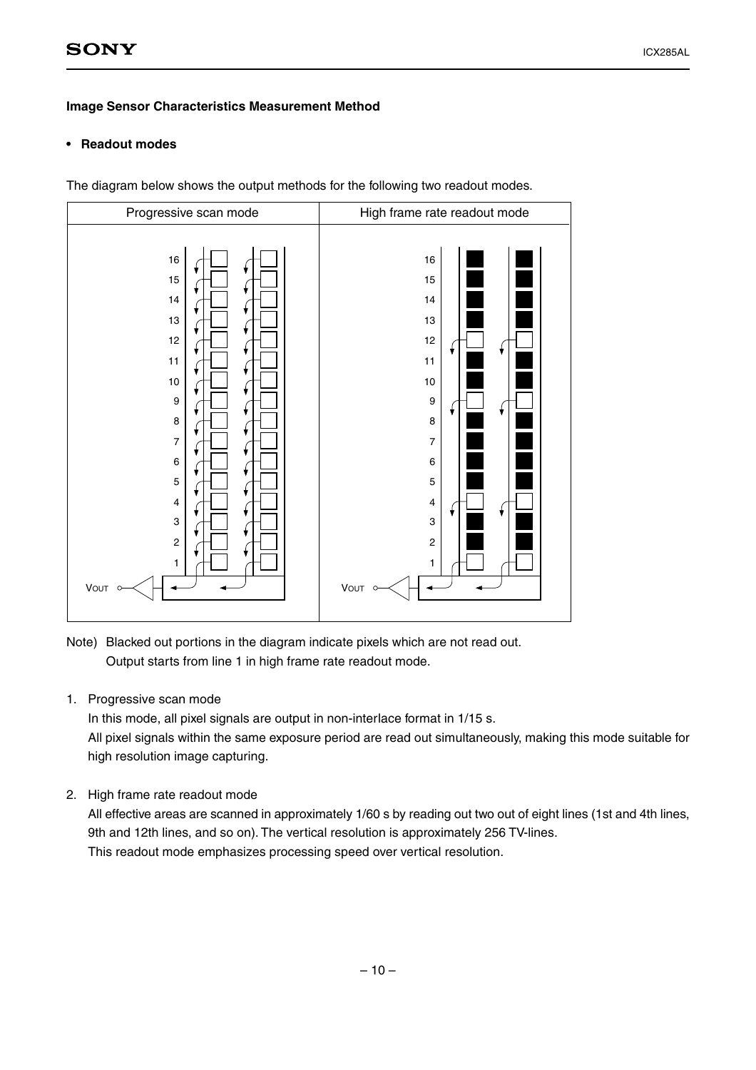**Image Sensor Characteristics Measurement Method**

- **Readout modes**

The diagram below shows the output methods for the following two readout modes.

| Progressive scan mode | High frame rate readout mode |
|---|---|
| | |

Note) Blacked out portions in the diagram indicate pixels which are not read out.
Output starts from line 1 in high frame rate readout mode.

1. Progressive scan mode
   In this mode, all pixel signals are output in non-interlace format in 1/15 s.
   All pixel signals within the same exposure period are read out simultaneously, making this mode suitable for high resolution image capturing.

2. High frame rate readout mode
   All effective areas are scanned in approximately 1/60 s by reading out two out of eight lines (1st and 4th lines, 9th and 12th lines, and so on). The vertical resolution is approximately 256 TV-lines.
   This readout mode emphasizes processing speed over vertical resolution.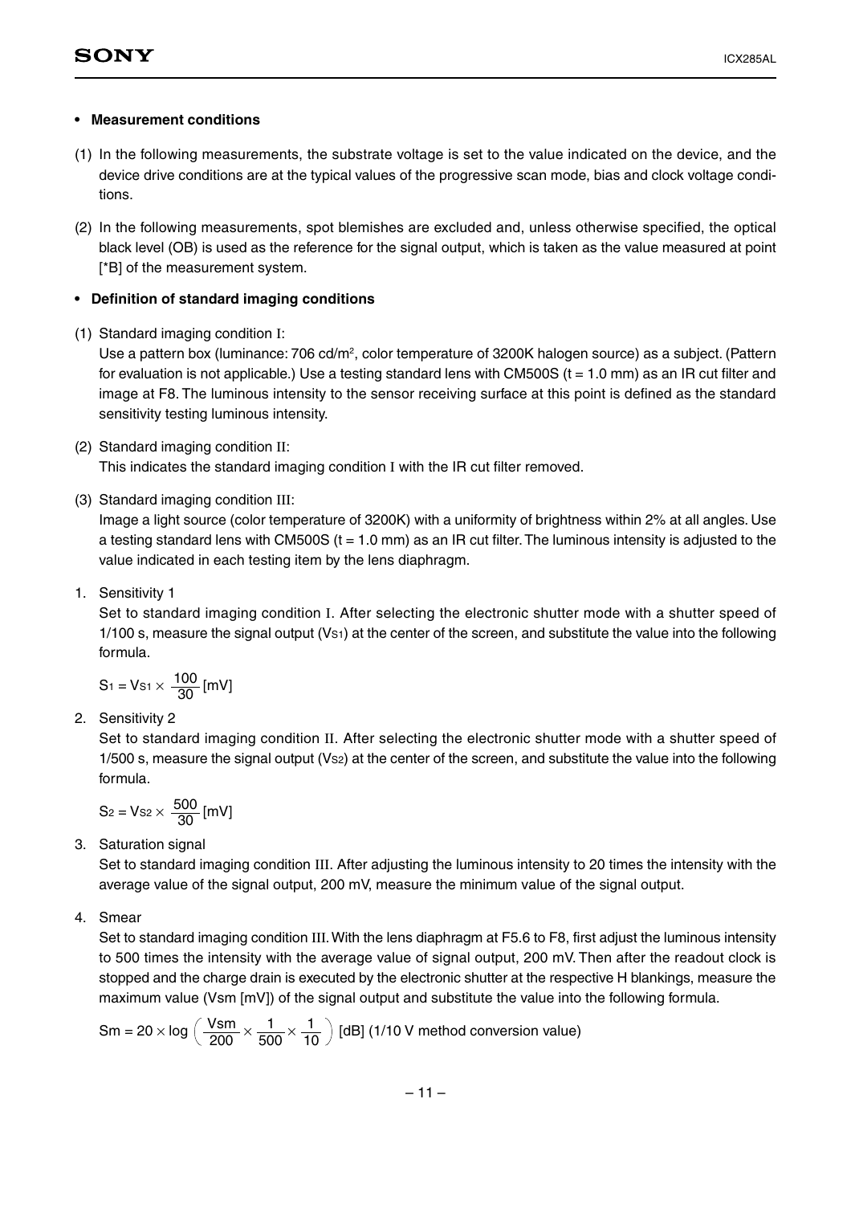- **Measurement conditions**

(1) In the following measurements, the substrate voltage is set to the value indicated on the device, and the device drive conditions are at the typical values of the progressive scan mode, bias and clock voltage conditions.

(2) In the following measurements, spot blemishes are excluded and, unless otherwise specified, the optical black level (OB) is used as the reference for the signal output, which is taken as the value measured at point [*B] of the measurement system.

- **Definition of standard imaging conditions**

(1) Standard imaging condition I:
Use a pattern box (luminance: 706 cd/m², color temperature of 3200K halogen source) as a subject. (Pattern for evaluation is not applicable.) Use a testing standard lens with CM500S (t = 1.0 mm) as an IR cut filter and image at F8. The luminous intensity to the sensor receiving surface at this point is defined as the standard sensitivity testing luminous intensity.

(2) Standard imaging condition II:
This indicates the standard imaging condition I with the IR cut filter removed.

(3) Standard imaging condition III:
Image a light source (color temperature of 3200K) with a uniformity of brightness within 2% at all angles. Use a testing standard lens with CM500S (t = 1.0 mm) as an IR cut filter. The luminous intensity is adjusted to the value indicated in each testing item by the lens diaphragm.

1. Sensitivity 1
   Set to standard imaging condition I. After selecting the electronic shutter mode with a shutter speed of 1/100 s, measure the signal output ($V_{S1}$) at the center of the screen, and substitute the value into the following formula.

   $$S_1 = V_{S1} \times \frac{100}{30} \text{ [mV]}$$

2. Sensitivity 2
   Set to standard imaging condition II. After selecting the electronic shutter mode with a shutter speed of 1/500 s, measure the signal output ($V_{S2}$) at the center of the screen, and substitute the value into the following formula.

   $$S_2 = V_{S2} \times \frac{500}{30} \text{ [mV]}$$

3. Saturation signal
   Set to standard imaging condition III. After adjusting the luminous intensity to 20 times the intensity with the average value of the signal output, 200 mV, measure the minimum value of the signal output.

4. Smear
   Set to standard imaging condition III. With the lens diaphragm at F5.6 to F8, first adjust the luminous intensity to 500 times the intensity with the average value of signal output, 200 mV. Then after the readout clock is stopped and the charge drain is executed by the electronic shutter at the respective H blankings, measure the maximum value (Vsm [mV]) of the signal output and substitute the value into the following formula.

   $$Sm = 20 \times \log \left( \frac{Vsm}{200} \times \frac{1}{500} \times \frac{1}{10} \right) \text{ [dB] (1/10 V method conversion value)}$$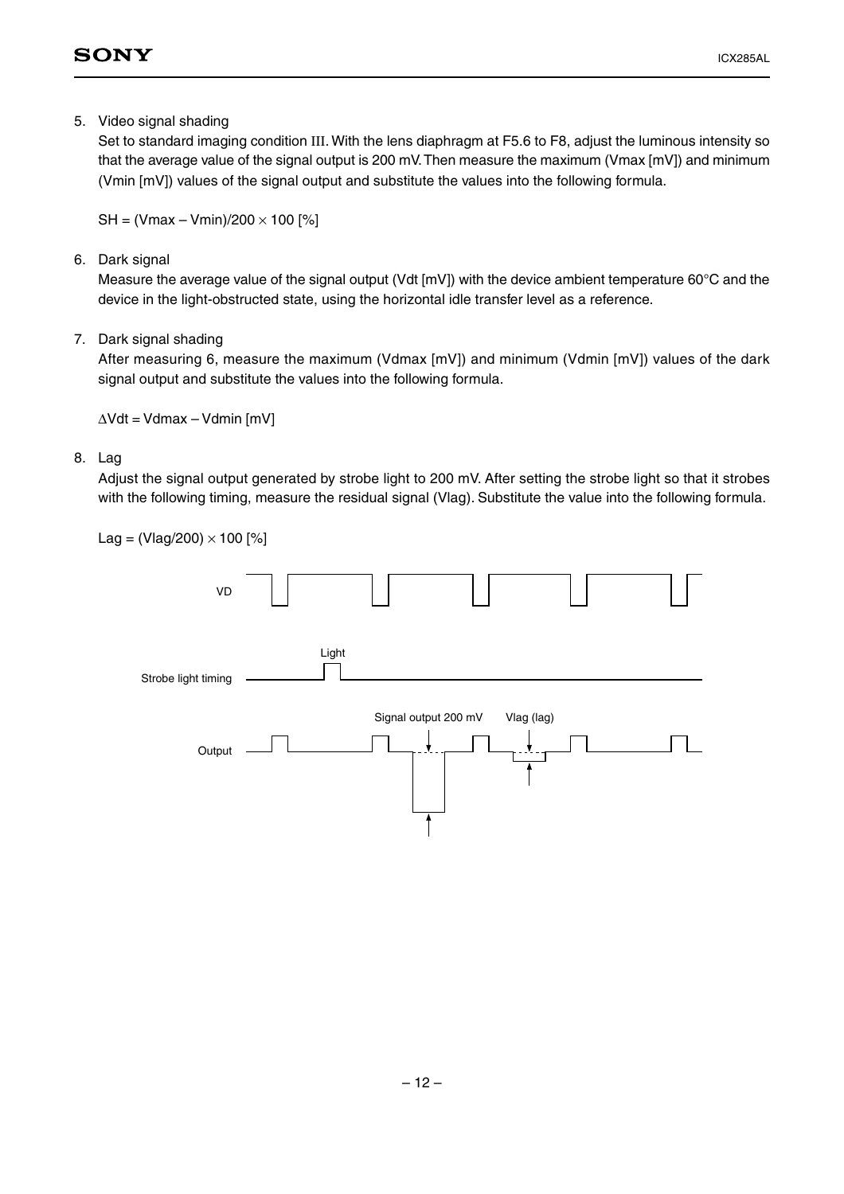5. Video signal shading

   Set to standard imaging condition III. With the lens diaphragm at F5.6 to F8, adjust the luminous intensity so that the average value of the signal output is 200 mV. Then measure the maximum (Vmax [mV]) and minimum (Vmin [mV]) values of the signal output and substitute the values into the following formula.

   $SH = (Vmax - Vmin)/200 \times 100$ [%]

6. Dark signal

   Measure the average value of the signal output (Vdt [mV]) with the device ambient temperature 60°C and the device in the light-obstructed state, using the horizontal idle transfer level as a reference.

7. Dark signal shading

   After measuring 6, measure the maximum (Vdmax [mV]) and minimum (Vdmin [mV]) values of the dark signal output and substitute the values into the following formula.

   $\Delta Vdt = Vdmax - Vdmin$ [mV]

8. Lag

   Adjust the signal output generated by strobe light to 200 mV. After setting the strobe light so that it strobes with the following timing, measure the residual signal (Vlag). Substitute the value into the following formula.

   $Lag = (Vlag/200) \times 100$ [%]

VD

Light

Strobe light timing

Signal output 200 mV

Vlag (lag)

Output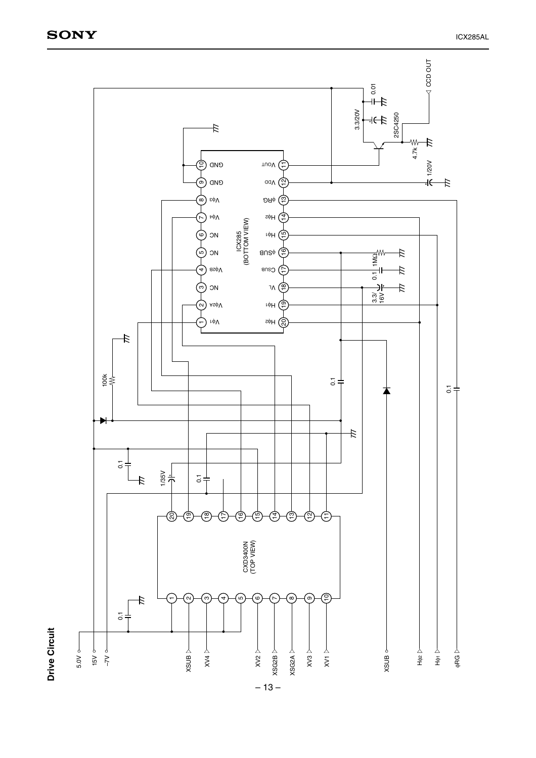## Drive Circuit

5.0V

15V

–7V

XSUB

XV4

XV2

XSG2B

XSG2A

XV3

XV1

XSUB

Hφ2

Hφ1

φRG

CXD3400N (TOP VIEW)

ICX285 (BOTTOM VIEW)

Vφ1, Vφ2A, NC, Vφ2B, NC, NC, Vφ4, Vφ3, GND, GND

VOUT, VDD, φRG, Hφ2, Hφ1, φSUB, CSUB, VL, Hφ1, Hφ2

2SC4250

CCD OUT

0.01

3.3/20V

4.7k

1/20V

1MΩ

0.1

3.3/16V

100k

0.1

1/35V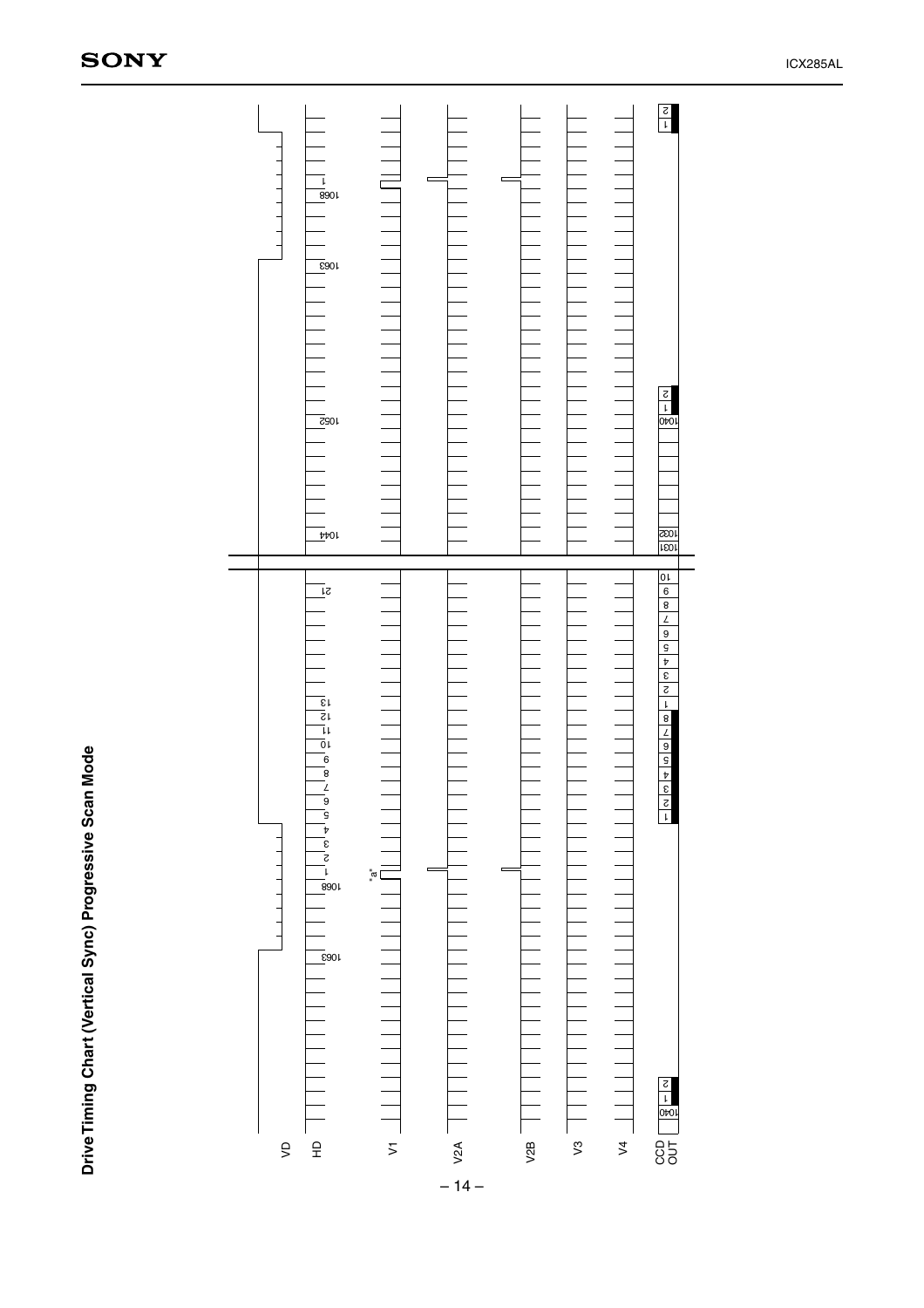## Drive Timing Chart (Vertical Sync) Progressive Scan Mode

VD

HD

1063 1068 1 2 3 4 5 6 7 8 9 10 11 12 13 21 1044 1052 1063 1068 1

V1

"a"

V2A

V2B

V3

V4

CCD OUT

1040 1 2 1 2 3 4 5 6 7 8 1 2 3 4 5 6 7 8 9 10 1031 1032 1040 1 2 1 2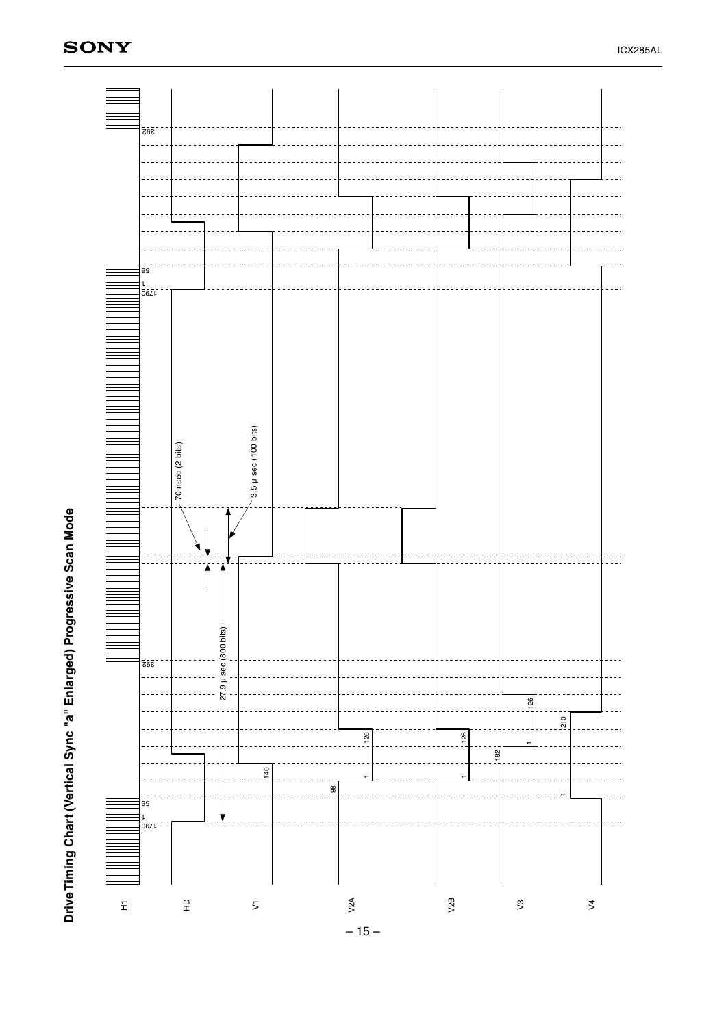# Drive Timing Chart (Vertical Sync "a" Enlarged) Progressive Scan Mode

H1

HD

V1

V2A

V2B

V3

V4

1790 1 56

392

140

98 1 126

1 126

182 1 126

1 210

70 nsec (2 bits)

3.5 μ sec (100 bits)

27.9 μ sec (800 bits)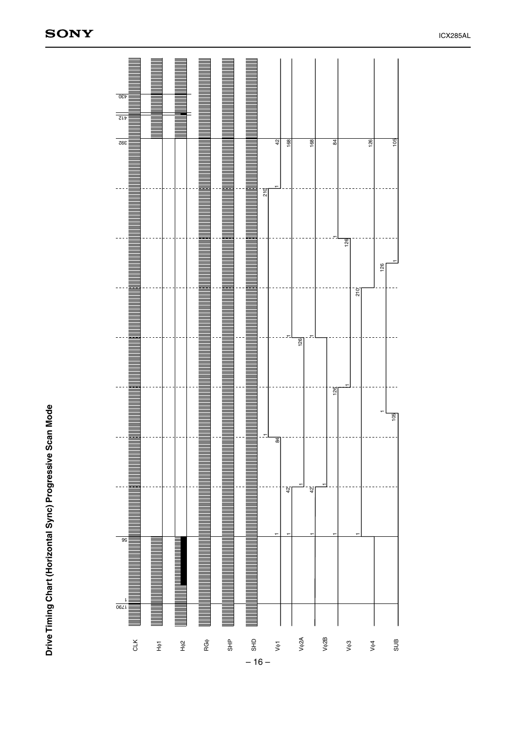## Drive Timing Chart (Horizontal Sync) Progressive Scan Mode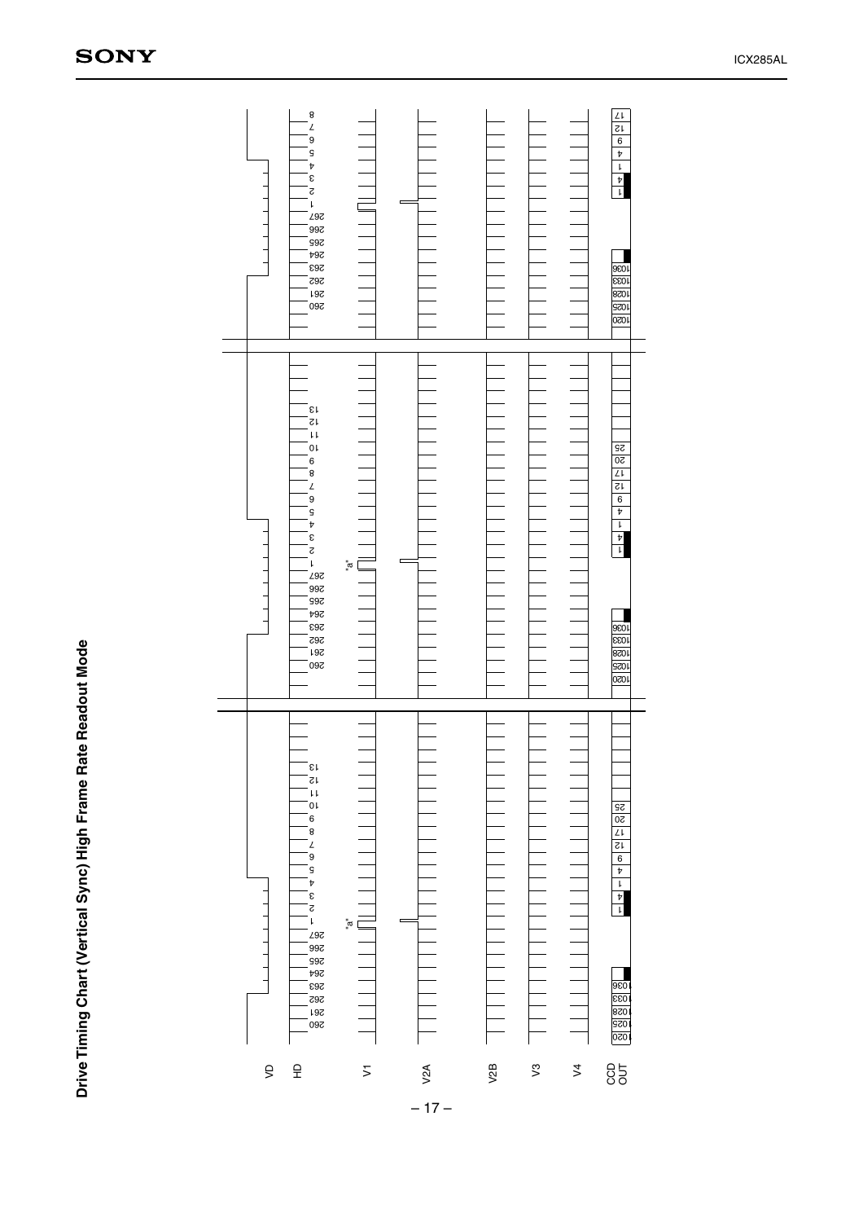# Drive Timing Chart (Vertical Sync) High Frame Rate Readout Mode

VD

HD

260 261 262 263 264 265 266 267 1 2 3 4 5 6 7 8 9 10 11 12 13

V1 "a"

V2A

V2B

V3

V4

CCD OUT

1020 1025 1028 1033 1036 1 4 1 4 9 12 17 20 25

260 261 262 263 264 265 266 267 1 2 3 4 5 6 7 8 9 10 11 12 13

"a"

1020 1025 1028 1033 1036 1 4 1 4 9 12 17 20 25

260 261 262 263 264 265 266 267 1 2 3 4 5 6 7 8

1020 1025 1028 1033 1036 1 4 1 4 9 12 17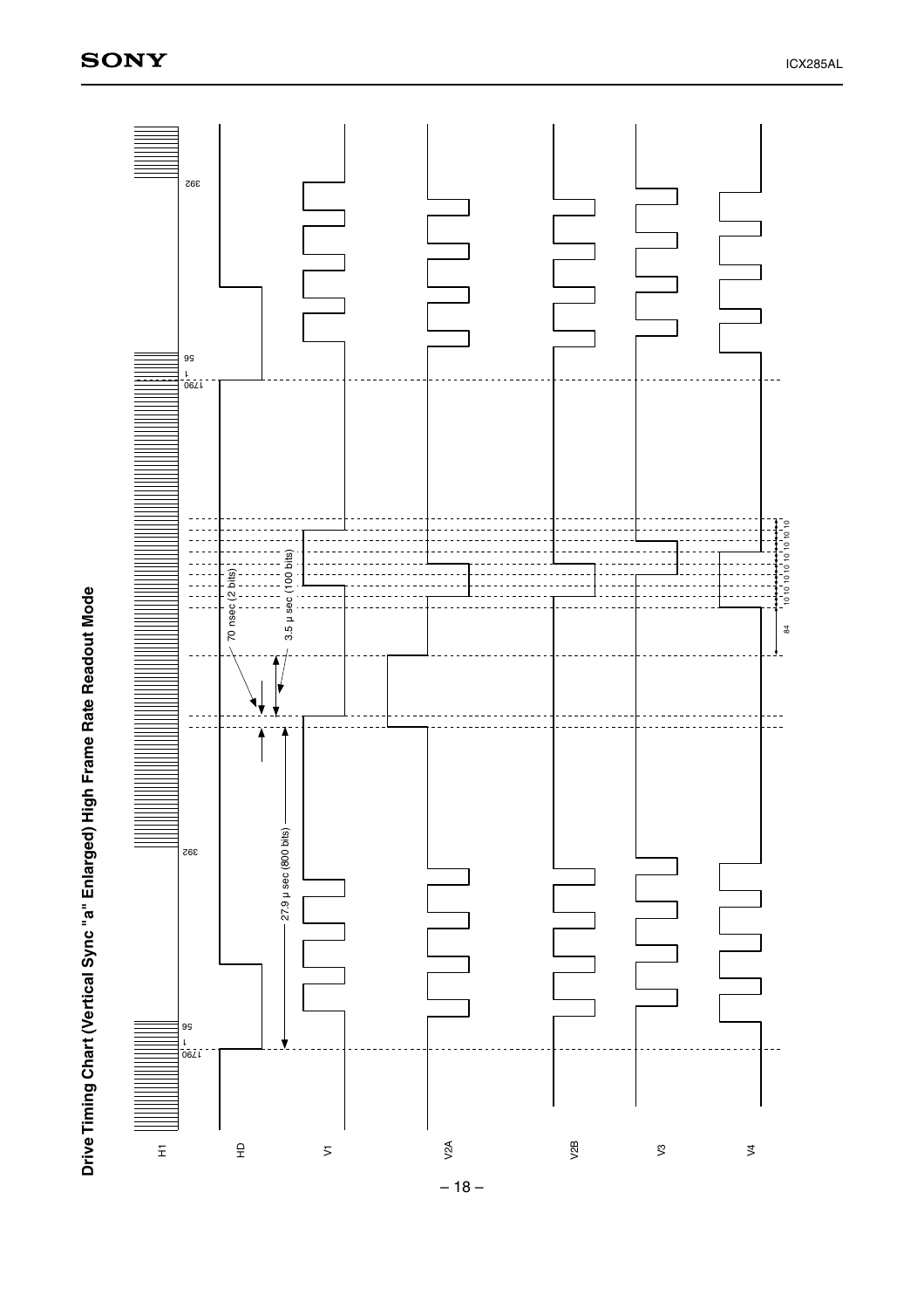# Drive Timing Chart (Vertical Sync "a" Enlarged) High Frame Rate Readout Mode

H1

HD

V1

V2A

V2B

V3

V4

1790 1 56

392

1790 1 56

392

70 nsec (2 bits)

3.5 μ sec (100 bits)

27.9 μ sec (800 bits)

84

10 10 10 10 10 10 10 10 10 10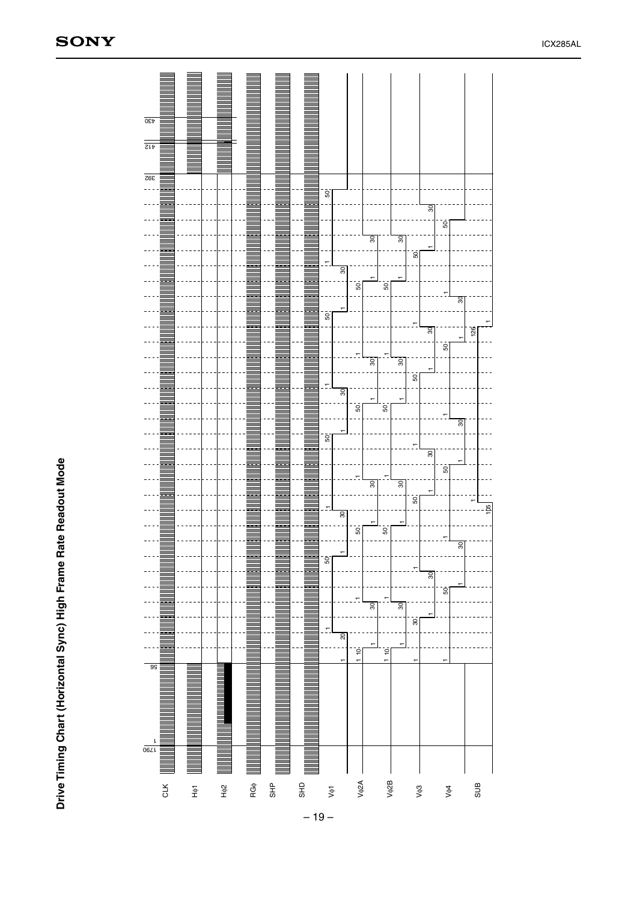**Drive Timing Chart (Horizontal Sync) High Frame Rate Readout Mode**

CLK

Hφ1

Hφ2

RGφ

SHP

SHD

Vφ1

Vφ2A

Vφ2B

Vφ3

Vφ4

SUB

1790 1 56 392 412 430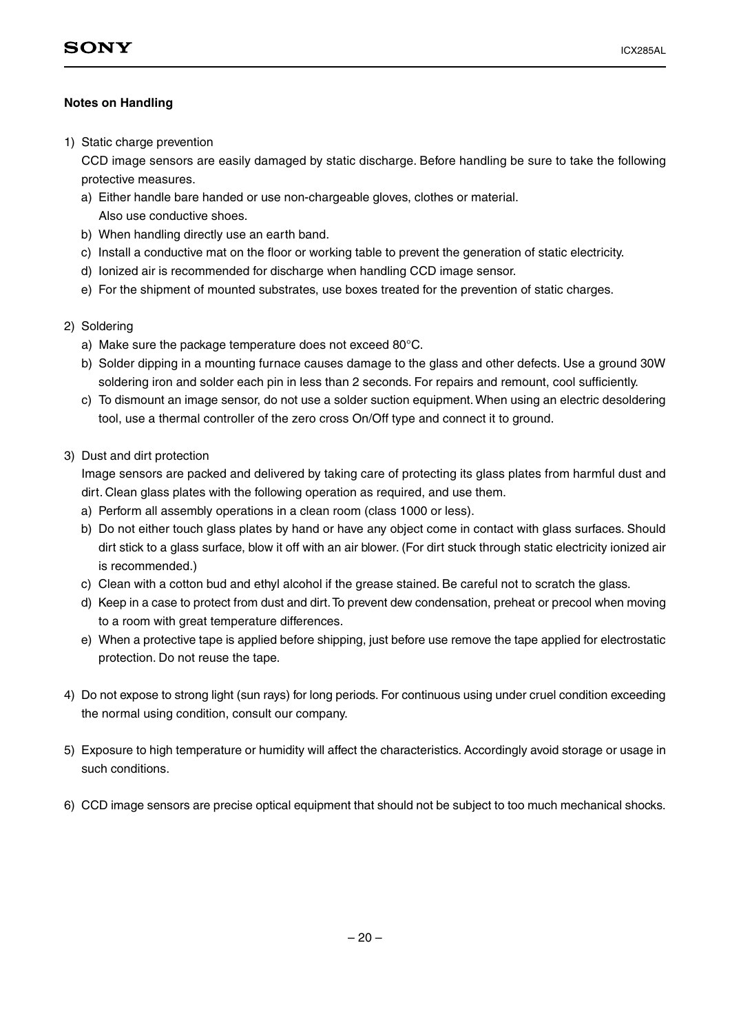**Notes on Handling**

1) Static charge prevention

   CCD image sensors are easily damaged by static discharge. Before handling be sure to take the following protective measures.

   a) Either handle bare handed or use non-chargeable gloves, clothes or material.
      Also use conductive shoes.
   b) When handling directly use an earth band.
   c) Install a conductive mat on the floor or working table to prevent the generation of static electricity.
   d) Ionized air is recommended for discharge when handling CCD image sensor.
   e) For the shipment of mounted substrates, use boxes treated for the prevention of static charges.

2) Soldering

   a) Make sure the package temperature does not exceed 80°C.
   b) Solder dipping in a mounting furnace causes damage to the glass and other defects. Use a ground 30W soldering iron and solder each pin in less than 2 seconds. For repairs and remount, cool sufficiently.
   c) To dismount an image sensor, do not use a solder suction equipment. When using an electric desoldering tool, use a thermal controller of the zero cross On/Off type and connect it to ground.

3) Dust and dirt protection

   Image sensors are packed and delivered by taking care of protecting its glass plates from harmful dust and dirt. Clean glass plates with the following operation as required, and use them.

   a) Perform all assembly operations in a clean room (class 1000 or less).
   b) Do not either touch glass plates by hand or have any object come in contact with glass surfaces. Should dirt stick to a glass surface, blow it off with an air blower. (For dirt stuck through static electricity ionized air is recommended.)
   c) Clean with a cotton bud and ethyl alcohol if the grease stained. Be careful not to scratch the glass.
   d) Keep in a case to protect from dust and dirt. To prevent dew condensation, preheat or precool when moving to a room with great temperature differences.
   e) When a protective tape is applied before shipping, just before use remove the tape applied for electrostatic protection. Do not reuse the tape.

4) Do not expose to strong light (sun rays) for long periods. For continuous using under cruel condition exceeding the normal using condition, consult our company.

5) Exposure to high temperature or humidity will affect the characteristics. Accordingly avoid storage or usage in such conditions.

6) CCD image sensors are precise optical equipment that should not be subject to too much mechanical shocks.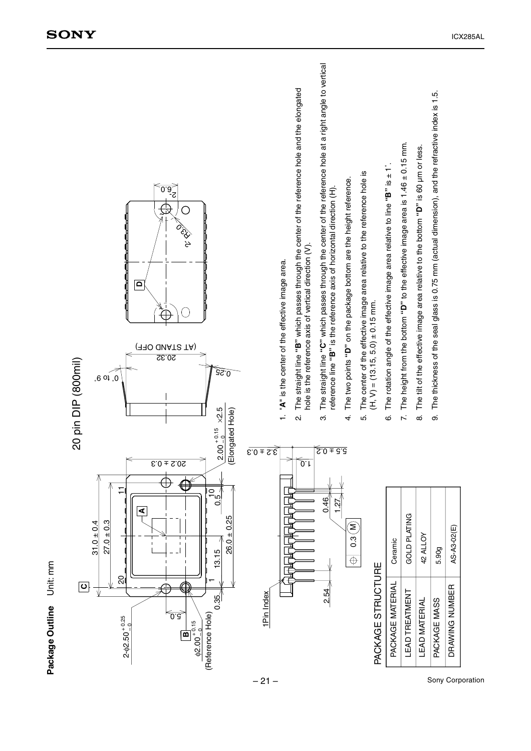**Package Outline** Unit: mm

## 20 pin DIP (800mil)

C

2-φ2.50 $^{+0.25}_{-0}$

31.0 ± 0.4

27.0 ± 0.3

20

11

A

5.0

B

φ2.00 $^{+0.15}_{-0}$

(Reference Hole)

0.35

1

13.15

26.0 ± 0.25

10

0.5

20.2 ± 0.3

2.00 $^{+0.15}_{-0}$ ×2.5

(Elongated Hole)

1Pin Index

2.54

0.46

1.27

1.0

3.2 ± 0.3

5.5 ± 0.2

⊕ 0.3 Ⓜ

0° to 9°

20.32

(AT STAND OFF)

0.25

D

R3.0

6.0

1. "**A**" is the center of the effective image area.
2. The straight line "**B**" which passes through the center of the reference hole and the elongated hole is the reference axis of vertical direction (V).
3. The straight line "**C**" which passes through the center of the reference hole at a right angle to vertical reference line "**B**" is the reference axis of horizontal direction (H).
4. The two points "**D**" on the package bottom are the height reference.
5. The center of the effective image area relative to the reference hole is (H, V) = (13.15, 5.0) ± 0.15 mm.
6. The rotation angle of the effective image area relative to line "**B**" is ± 1°.
7. The height from the bottom "**D**" to the effective image area is 1.46 ± 0.15 mm.
8. The tilt of the effective image area relative to the bottom "**D**" is 60 μm or less.
9. The thickness of the seal glass is 0.75 mm (actual dimension), and the refractive index is 1.5.

### PACKAGE STRUCTURE

| | |
|---|---|
| PACKAGE MATERIAL | Ceramic |
| LEAD TREATMENT | GOLD PLATING |
| LEAD MATERIAL | 42 ALLOY |
| PACKAGE MASS | 5.90g |
| DRAWING NUMBER | AS-A3-02(E) |